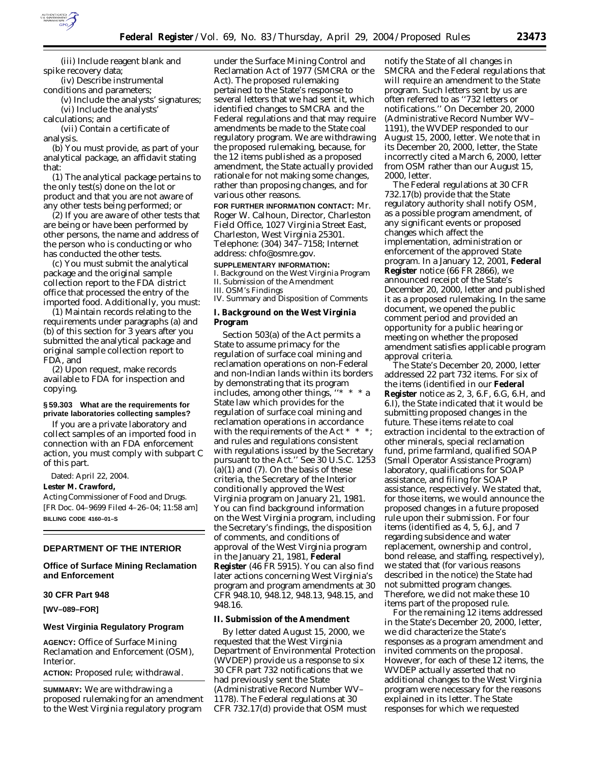(iii) Include reagent blank and spike recovery data;

(iv) Describe instrumental conditions and parameters;

(v) Include the analysts' signatures;

(vi) Include the analysts' calculations; and

(vii) Contain a certificate of analysis.

(b) You must provide, as part of your analytical package, an affidavit stating that:

(1) The analytical package pertains to the only test(s) done on the lot or product and that you are not aware of any other tests being performed; or

(2) If you are aware of other tests that are being or have been performed by other persons, the name and address of the person who is conducting or who has conducted the other tests.

(c) You must submit the analytical package and the original sample collection report to the FDA district office that processed the entry of the imported food. Additionally, you must:

(1) Maintain records relating to the requirements under paragraphs (a) and (b) of this section for 3 years after you submitted the analytical package and original sample collection report to FDA, and

(2) Upon request, make records available to FDA for inspection and copying.

**§ 59.303 What are the requirements for private laboratories collecting samples?**

If you are a private laboratory and collect samples of an imported food in connection with an FDA enforcement action, you must comply with subpart C of this part.

Dated: April 22, 2004.

**Lester M. Crawford,**

*Acting Commissioner of Food and Drugs.*

[FR Doc. 04–9699 Filed 4–26–04; 11:58 am]

**BILLING CODE 4160–01–S**

---

## DEPARTMENT OF THE INTERIOR

### Office of Surface Mining Reclamation and Enforcement

### 30 CFR Part 948

**[WV–089–FOR]**

### West Virginia Regulatory Program

**AGENCY:** Office of Surface Mining Reclamation and Enforcement (OSM), Interior.

**ACTION:** Proposed rule; withdrawal.

**SUMMARY:** We are withdrawing a proposed rulemaking for an amendment to the West Virginia regulatory program under the Surface Mining Control and Reclamation Act of 1977 (SMCRA or the Act). The proposed rulemaking pertained to the State's response to several letters that we had sent it, which identified changes to SMCRA and the Federal regulations and that may require amendments be made to the State coal regulatory program. We are withdrawing the proposed rulemaking, because, for the 12 items published as a proposed amendment, the State actually provided rationale for not making some changes, rather than proposing changes, and for various other reasons.

**FOR FURTHER INFORMATION CONTACT:** Mr. Roger W. Calhoun, Director, Charleston Field Office, 1027 Virginia Street East, Charleston, West Virginia 25301. Telephone: (304) 347–7158; Internet address: chfo@osmre.gov.

**SUPPLEMENTARY INFORMATION:**

I. Background on the West Virginia Program
II. Submission of the Amendment
III. OSM's Findings
IV. Summary and Disposition of Comments

#### I. Background on the West Virginia Program

Section 503(a) of the Act permits a State to assume primacy for the regulation of surface coal mining and reclamation operations on non-Federal and non-Indian lands within its borders by demonstrating that its program includes, among other things, ''* * * a State law which provides for the regulation of surface coal mining and reclamation operations in accordance with the requirements of the Act * * *; and rules and regulations consistent with regulations issued by the Secretary pursuant to the Act.'' See 30 U.S.C. 1253 (a)(1) and (7). On the basis of these criteria, the Secretary of the Interior conditionally approved the West Virginia program on January 21, 1981. You can find background information on the West Virginia program, including the Secretary's findings, the disposition of comments, and conditions of approval of the West Virginia program in the January 21, 1981, **Federal Register** (46 FR 5915). You can also find later actions concerning West Virginia's program and program amendments at 30 CFR 948.10, 948.12, 948.13, 948.15, and 948.16.

#### II. Submission of the Amendment

By letter dated August 15, 2000, we requested that the West Virginia Department of Environmental Protection (WVDEP) provide us a response to six 30 CFR part 732 notifications that we had previously sent the State (Administrative Record Number WV–1178). The Federal regulations at 30 CFR 732.17(d) provide that OSM must notify the State of all changes in SMCRA and the Federal regulations that will require an amendment to the State program. Such letters sent by us are often referred to as ''732 letters or notifications.'' On December 20, 2000 (Administrative Record Number WV–1191), the WVDEP responded to our August 15, 2000, letter. We note that in its December 20, 2000, letter, the State incorrectly cited a March 6, 2000, letter from OSM rather than our August 15, 2000, letter.

The Federal regulations at 30 CFR 732.17(b) provide that the State regulatory authority shall notify OSM, as a possible program amendment, of any significant events or proposed changes which affect the implementation, administration or enforcement of the approved State program. In a January 12, 2001, **Federal Register** notice (66 FR 2866), we announced receipt of the State's December 20, 2000, letter and published it as a proposed rulemaking. In the same document, we opened the public comment period and provided an opportunity for a public hearing or meeting on whether the proposed amendment satisfies applicable program approval criteria.

The State's December 20, 2000, letter addressed 22 part 732 items. For six of the items (identified in our **Federal Register** notice as 2, 3, 6.F, 6.G, 6.H, and 6.I), the State indicated that it would be submitting proposed changes in the future. These items relate to coal extraction incidental to the extraction of other minerals, special reclamation fund, prime farmland, qualified SOAP (Small Operator Assistance Program) laboratory, qualifications for SOAP assistance, and filing for SOAP assistance, respectively. We stated that, for those items, we would announce the proposed changes in a future proposed rule upon their submission. For four items (identified as 4, 5, 6.J, and 7 regarding subsidence and water replacement, ownership and control, bond release, and staffing, respectively), we stated that (for various reasons described in the notice) the State had not submitted program changes. Therefore, we did not make these 10 items part of the proposed rule.

For the remaining 12 items addressed in the State's December 20, 2000, letter, we did characterize the State's responses as a program amendment and invited comments on the proposal. However, for each of these 12 items, the WVDEP actually asserted that no additional changes to the West Virginia program were necessary for the reasons explained in its letter. The State responses for which we requested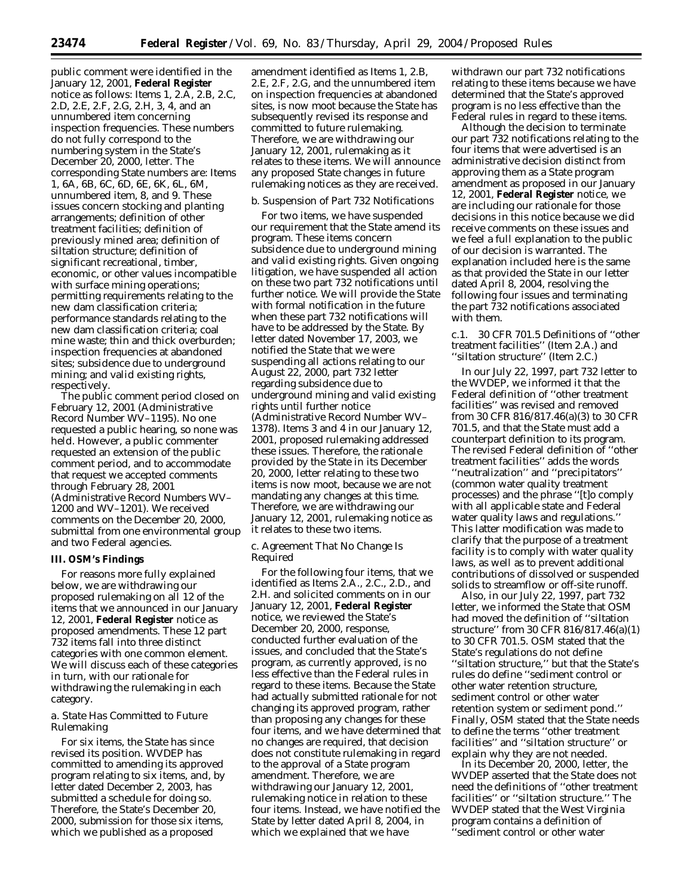public comment were identified in the January 12, 2001, **Federal Register** notice as follows: Items 1, 2.A, 2.B, 2.C, 2.D, 2.E, 2.F, 2.G, 2.H, 3, 4, and an unnumbered item concerning inspection frequencies. These numbers do not fully correspond to the numbering system in the State's December 20, 2000, letter. The corresponding State numbers are: Items 1, 6A, 6B, 6C, 6D, 6E, 6K, 6L, 6M, unnumbered item, 8, and 9. These issues concern stocking and planting arrangements; definition of other treatment facilities; definition of previously mined area; definition of siltation structure; definition of significant recreational, timber, economic, or other values incompatible with surface mining operations; permitting requirements relating to the new dam classification criteria; performance standards relating to the new dam classification criteria; coal mine waste; thin and thick overburden; inspection frequencies at abandoned sites; subsidence due to underground mining; and valid existing rights, respectively.

The public comment period closed on February 12, 2001 (Administrative Record Number WV–1195). No one requested a public hearing, so none was held. However, a public commenter requested an extension of the public comment period, and to accommodate that request we accepted comments through February 28, 2001 (Administrative Record Numbers WV–1200 and WV–1201). We received comments on the December 20, 2000, submittal from one environmental group and two Federal agencies.

## III. OSM's Findings

For reasons more fully explained below, we are withdrawing our proposed rulemaking on all 12 of the items that we announced in our January 12, 2001, **Federal Register** notice as proposed amendments. These 12 part 732 items fall into three distinct categories with one common element. We will discuss each of these categories in turn, with our rationale for withdrawing the rulemaking in each category.

### *a. State Has Committed to Future Rulemaking*

For six items, the State has since revised its position. WVDEP has committed to amending its approved program relating to six items, and, by letter dated December 2, 2003, has submitted a schedule for doing so. Therefore, the State's December 20, 2000, submission for those six items, which we published as a proposed amendment identified as Items 1, 2.B, 2.E, 2.F, 2.G, and the unnumbered item on inspection frequencies at abandoned sites, is now moot because the State has subsequently revised its response and committed to future rulemaking. Therefore, we are withdrawing our January 12, 2001, rulemaking as it relates to these items. We will announce any proposed State changes in future rulemaking notices as they are received.

### *b. Suspension of Part 732 Notifications*

For two items, we have suspended our requirement that the State amend its program. These items concern subsidence due to underground mining and valid existing rights. Given ongoing litigation, we have suspended all action on these two part 732 notifications until further notice. We will provide the State with formal notification in the future when these part 732 notifications will have to be addressed by the State. By letter dated November 17, 2003, we notified the State that we were suspending all actions relating to our August 22, 2000, part 732 letter regarding subsidence due to underground mining and valid existing rights until further notice (Administrative Record Number WV–1378). Items 3 and 4 in our January 12, 2001, proposed rulemaking addressed these issues. Therefore, the rationale provided by the State in its December 20, 2000, letter relating to these two items is now moot, because we are not mandating any changes at this time. Therefore, we are withdrawing our January 12, 2001, rulemaking notice as it relates to these two items.

### *c. Agreement That No Change Is Required*

For the following four items, that we identified as Items 2.A., 2.C., 2.D., and 2.H. and solicited comments on in our January 12, 2001, **Federal Register** notice, we reviewed the State's December 20, 2000, response, conducted further evaluation of the issues, and concluded that the State's program, as currently approved, is no less effective than the Federal rules in regard to these items. Because the State had actually submitted rationale for not changing its approved program, rather than proposing any changes for these four items, and we have determined that no changes are required, that decision does not constitute rulemaking in regard to the approval of a State program amendment. Therefore, we are withdrawing our January 12, 2001, rulemaking notice in relation to these four items. Instead, we have notified the State by letter dated April 8, 2004, in which we explained that we have withdrawn our part 732 notifications relating to these items because we have determined that the State's approved program is no less effective than the Federal rules in regard to these items.

Although the decision to terminate our part 732 notifications relating to the four items that were advertised is an administrative decision distinct from approving them as a State program amendment as proposed in our January 12, 2001, **Federal Register** notice, we are including our rationale for those decisions in this notice because we did receive comments on these issues and we feel a full explanation to the public of our decision is warranted. The explanation included here is the same as that provided the State in our letter dated April 8, 2004, resolving the following four issues and terminating the part 732 notifications associated with them.

#### *c.1. 30 CFR 701.5 Definitions of ''other treatment facilities'' (Item 2.A.) and ''siltation structure'' (Item 2.C.)*

In our July 22, 1997, part 732 letter to the WVDEP, we informed it that the Federal definition of ''other treatment facilities'' was revised and removed from 30 CFR 816/817.46(a)(3) to 30 CFR 701.5, and that the State must add a counterpart definition to its program. The revised Federal definition of ''other treatment facilities'' adds the words ''neutralization'' and ''precipitators'' (common water quality treatment processes) and the phrase ''[t]o comply with all applicable state and Federal water quality laws and regulations.'' This latter modification was made to clarify that the purpose of a treatment facility is to comply with water quality laws, as well as to prevent additional contributions of dissolved or suspended solids to streamflow or off-site runoff.

Also, in our July 22, 1997, part 732 letter, we informed the State that OSM had moved the definition of ''siltation structure'' from 30 CFR 816/817.46(a)(1) to 30 CFR 701.5. OSM stated that the State's regulations do not define ''siltation structure,'' but that the State's rules do define ''sediment control or other water retention structure, sediment control or other water retention system or sediment pond.'' Finally, OSM stated that the State needs to define the terms ''other treatment facilities'' and ''siltation structure'' or explain why they are not needed.

In its December 20, 2000, letter, the WVDEP asserted that the State does not need the definitions of ''other treatment facilities'' or ''siltation structure.'' The WVDEP stated that the West Virginia program contains a definition of ''sediment control or other water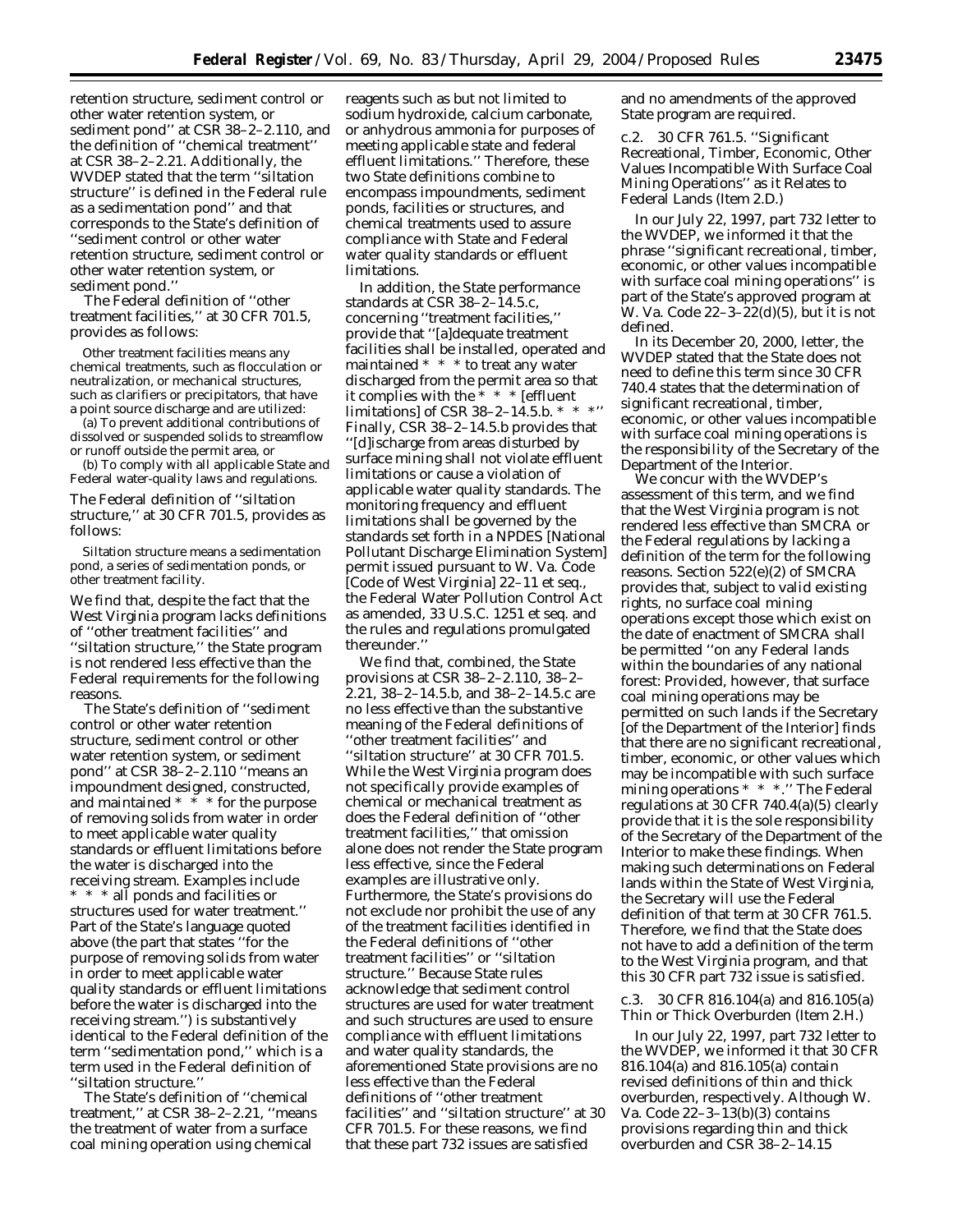retention structure, sediment control or other water retention system, or sediment pond'' at CSR 38–2–2.110, and the definition of ''chemical treatment'' at CSR 38–2–2.21. Additionally, the WVDEP stated that the term ''siltation structure'' is defined in the Federal rule as a sedimentation pond'' and that corresponds to the State's definition of ''sediment control or other water retention structure, sediment control or other water retention system, or sediment pond.''

The Federal definition of ''other treatment facilities,'' at 30 CFR 701.5, provides as follows:

> *Other treatment facilities* means any chemical treatments, such as flocculation or neutralization, or mechanical structures, such as clarifiers or precipitators, that have a point source discharge and are utilized:
>
> (a) To prevent additional contributions of dissolved or suspended solids to streamflow or runoff outside the permit area, or
>
> (b) To comply with all applicable State and Federal water-quality laws and regulations.

The Federal definition of ''siltation structure,'' at 30 CFR 701.5, provides as follows:

> *Siltation structure* means a sedimentation pond, a series of sedimentation ponds, or other treatment facility.

We find that, despite the fact that the West Virginia program lacks definitions of ''other treatment facilities'' and ''siltation structure,'' the State program is not rendered less effective than the Federal requirements for the following reasons.

The State's definition of ''sediment control or other water retention structure, sediment control or other water retention system, or sediment pond'' at CSR 38–2–2.110 ''means an impoundment designed, constructed, and maintained * * * for the purpose of removing solids from water in order to meet applicable water quality standards or effluent limitations before the water is discharged into the receiving stream. Examples include * * * all ponds and facilities or structures used for water treatment.'' Part of the State's language quoted above (the part that states ''for the purpose of removing solids from water in order to meet applicable water quality standards or effluent limitations before the water is discharged into the receiving stream.'') is substantively identical to the Federal definition of the term ''sedimentation pond,'' which is a term used in the Federal definition of ''siltation structure.''

The State's definition of ''chemical treatment,'' at CSR 38–2–2.21, ''means the treatment of water from a surface coal mining operation using chemical reagents such as but not limited to sodium hydroxide, calcium carbonate, or anhydrous ammonia for purposes of meeting applicable state and federal effluent limitations.'' Therefore, these two State definitions combine to encompass impoundments, sediment ponds, facilities or structures, and chemical treatments used to assure compliance with State and Federal water quality standards or effluent limitations.

In addition, the State performance standards at CSR 38–2–14.5.c, concerning ''treatment facilities,'' provide that ''[a]dequate treatment facilities shall be installed, operated and maintained * * * to treat any water discharged from the permit area so that it complies with the * * * [effluent limitations] of CSR 38–2–14.5.b. * * *'' Finally, CSR 38–2–14.5.b provides that ''[d]ischarge from areas disturbed by surface mining shall not violate effluent limitations or cause a violation of applicable water quality standards. The monitoring frequency and effluent limitations shall be governed by the standards set forth in a NPDES [National Pollutant Discharge Elimination System] permit issued pursuant to W. Va. Code [Code of West Virginia] 22–11 et seq., the Federal Water Pollution Control Act as amended, 33 U.S.C. 1251 et seq. and the rules and regulations promulgated thereunder.''

We find that, combined, the State provisions at CSR 38–2–2.110, 38–2–2.21, 38–2–14.5.b, and 38–2–14.5.c are no less effective than the substantive meaning of the Federal definitions of ''other treatment facilities'' and ''siltation structure'' at 30 CFR 701.5. While the West Virginia program does not specifically provide examples of chemical or mechanical treatment as does the Federal definition of ''other treatment facilities,'' that omission alone does not render the State program less effective, since the Federal examples are illustrative only. Furthermore, the State's provisions do not exclude nor prohibit the use of any of the treatment facilities identified in the Federal definitions of ''other treatment facilities'' or ''siltation structure.'' Because State rules acknowledge that sediment control structures are used for water treatment and such structures are used to ensure compliance with effluent limitations and water quality standards, the aforementioned State provisions are no less effective than the Federal definitions of ''other treatment facilities'' and ''siltation structure'' at 30 CFR 701.5. For these reasons, we find that these part 732 issues are satisfied and no amendments of the approved State program are required.

c.2. 30 CFR 761.5. ''Significant Recreational, Timber, Economic, Other Values Incompatible With Surface Coal Mining Operations'' as it Relates to Federal Lands (Item 2.D.)

In our July 22, 1997, part 732 letter to the WVDEP, we informed it that the phrase ''significant recreational, timber, economic, or other values incompatible with surface coal mining operations'' is part of the State's approved program at W. Va. Code 22–3–22(d)(5), but it is not defined.

In its December 20, 2000, letter, the WVDEP stated that the State does not need to define this term since 30 CFR 740.4 states that the determination of significant recreational, timber, economic, or other values incompatible with surface coal mining operations is the responsibility of the Secretary of the Department of the Interior.

We concur with the WVDEP's assessment of this term, and we find that the West Virginia program is not rendered less effective than SMCRA or the Federal regulations by lacking a definition of the term for the following reasons. Section 522(e)(2) of SMCRA provides that, subject to valid existing rights, no surface coal mining operations except those which exist on the date of enactment of SMCRA shall be permitted ''on any Federal lands within the boundaries of any national forest: Provided, however, that surface coal mining operations may be permitted on such lands if the Secretary [of the Department of the Interior] finds that there are no significant recreational, timber, economic, or other values which may be incompatible with such surface mining operations * * *.'' The Federal regulations at 30 CFR 740.4(a)(5) clearly provide that it is the sole responsibility of the Secretary of the Department of the Interior to make these findings. When making such determinations on Federal lands within the State of West Virginia, the Secretary will use the Federal definition of that term at 30 CFR 761.5. Therefore, we find that the State does not have to add a definition of the term to the West Virginia program, and that this 30 CFR part 732 issue is satisfied.

c.3. 30 CFR 816.104(a) and 816.105(a) Thin or Thick Overburden (Item 2.H.)

In our July 22, 1997, part 732 letter to the WVDEP, we informed it that 30 CFR 816.104(a) and 816.105(a) contain revised definitions of thin and thick overburden, respectively. Although W. Va. Code 22–3–13(b)(3) contains provisions regarding thin and thick overburden and CSR 38–2–14.15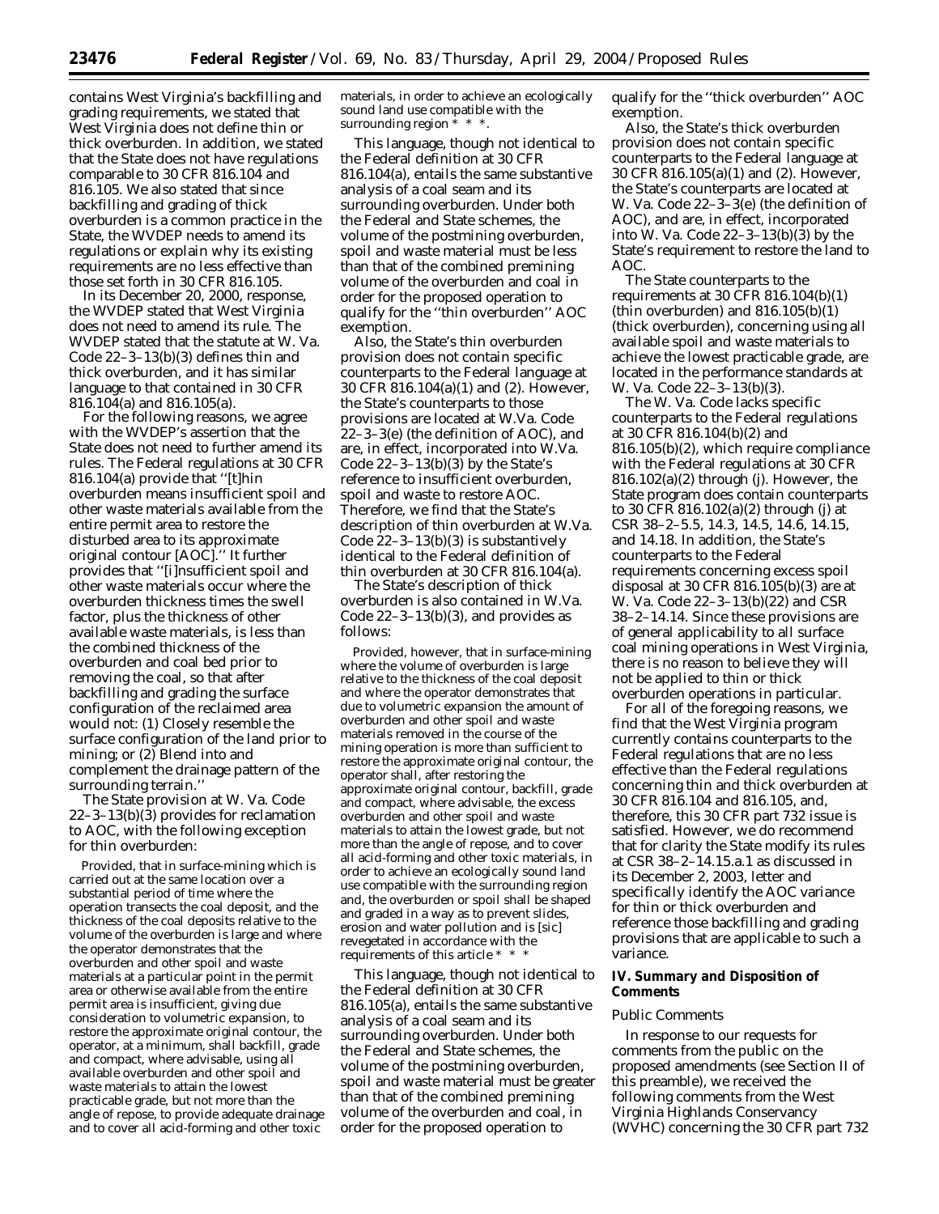contains West Virginia's backfilling and grading requirements, we stated that West Virginia does not define thin or thick overburden. In addition, we stated that the State does not have regulations comparable to 30 CFR 816.104 and 816.105. We also stated that since backfilling and grading of thick overburden is a common practice in the State, the WVDEP needs to amend its regulations or explain why its existing requirements are no less effective than those set forth in 30 CFR 816.105.

In its December 20, 2000, response, the WVDEP stated that West Virginia does not need to amend its rule. The WVDEP stated that the statute at W. Va. Code 22–3–13(b)(3) defines thin and thick overburden, and it has similar language to that contained in 30 CFR 816.104(a) and 816.105(a).

For the following reasons, we agree with the WVDEP's assertion that the State does not need to further amend its rules. The Federal regulations at 30 CFR 816.104(a) provide that ''[t]hin overburden means insufficient spoil and other waste materials available from the entire permit area to restore the disturbed area to its approximate original contour [AOC].'' It further provides that ''[i]nsufficient spoil and other waste materials occur where the overburden thickness times the swell factor, plus the thickness of other available waste materials, is less than the combined thickness of the overburden and coal bed prior to removing the coal, so that after backfilling and grading the surface configuration of the reclaimed area would not: (1) Closely resemble the surface configuration of the land prior to mining; or (2) Blend into and complement the drainage pattern of the surrounding terrain.''

The State provision at W. Va. Code 22–3–13(b)(3) provides for reclamation to AOC, with the following exception for thin overburden:

> Provided, that in surface-mining which is carried out at the same location over a substantial period of time where the operation transects the coal deposit, and the thickness of the coal deposits relative to the volume of the overburden is large and where the operator demonstrates that the overburden and other spoil and waste materials at a particular point in the permit area or otherwise available from the entire permit area is insufficient, giving due consideration to volumetric expansion, to restore the approximate original contour, the operator, at a minimum, shall backfill, grade and compact, where advisable, using all available overburden and other spoil and waste materials to attain the lowest practicable grade, but not more than the angle of repose, to provide adequate drainage and to cover all acid-forming and other toxic materials, in order to achieve an ecologically sound land use compatible with the surrounding region * * *.

This language, though not identical to the Federal definition at 30 CFR 816.104(a), entails the same substantive analysis of a coal seam and its surrounding overburden. Under both the Federal and State schemes, the volume of the postmining overburden, spoil and waste material must be less than that of the combined premining volume of the overburden and coal in order for the proposed operation to qualify for the ''thin overburden'' AOC exemption.

Also, the State's thin overburden provision does not contain specific counterparts to the Federal language at 30 CFR 816.104(a)(1) and (2). However, the State's counterparts to those provisions are located at W.Va. Code 22–3–3(e) (the definition of AOC), and are, in effect, incorporated into W.Va. Code 22–3–13(b)(3) by the State's reference to insufficient overburden, spoil and waste to restore AOC. Therefore, we find that the State's description of thin overburden at W.Va. Code 22–3–13(b)(3) is substantively identical to the Federal definition of thin overburden at 30 CFR 816.104(a).

The State's description of thick overburden is also contained in W.Va. Code 22–3–13(b)(3), and provides as follows:

> Provided, however, that in surface-mining where the volume of overburden is large relative to the thickness of the coal deposit and where the operator demonstrates that due to volumetric expansion the amount of overburden and other spoil and waste materials removed in the course of the mining operation is more than sufficient to restore the approximate original contour, the operator shall, after restoring the approximate original contour, backfill, grade and compact, where advisable, the excess overburden and other spoil and waste materials to attain the lowest grade, but not more than the angle of repose, and to cover all acid-forming and other toxic materials, in order to achieve an ecologically sound land use compatible with the surrounding region and, the overburden or spoil shall be shaped and graded in a way as to prevent slides, erosion and water pollution and is [sic] revegetated in accordance with the requirements of this article * * *

This language, though not identical to the Federal definition at 30 CFR 816.105(a), entails the same substantive analysis of a coal seam and its surrounding overburden. Under both the Federal and State schemes, the volume of the postmining overburden, spoil and waste material must be greater than that of the combined premining volume of the overburden and coal, in order for the proposed operation to qualify for the ''thick overburden'' AOC exemption.

Also, the State's thick overburden provision does not contain specific counterparts to the Federal language at 30 CFR 816.105(a)(1) and (2). However, the State's counterparts are located at W. Va. Code 22–3–3(e) (the definition of AOC), and are, in effect, incorporated into W. Va. Code 22–3–13(b)(3) by the State's requirement to restore the land to AOC.

The State counterparts to the requirements at 30 CFR 816.104(b)(1) (thin overburden) and 816.105(b)(1) (thick overburden), concerning using all available spoil and waste materials to achieve the lowest practicable grade, are located in the performance standards at W. Va. Code 22–3–13(b)(3).

The W. Va. Code lacks specific counterparts to the Federal regulations at 30 CFR 816.104(b)(2) and 816.105(b)(2), which require compliance with the Federal regulations at 30 CFR 816.102(a)(2) through (j). However, the State program does contain counterparts to 30 CFR 816.102(a)(2) through (j) at CSR 38–2–5.5, 14.3, 14.5, 14.6, 14.15, and 14.18. In addition, the State's counterparts to the Federal requirements concerning excess spoil disposal at 30 CFR 816.105(b)(3) are at W. Va. Code 22–3–13(b)(22) and CSR 38–2–14.14. Since these provisions are of general applicability to all surface coal mining operations in West Virginia, there is no reason to believe they will not be applied to thin or thick overburden operations in particular.

For all of the foregoing reasons, we find that the West Virginia program currently contains counterparts to the Federal regulations that are no less effective than the Federal regulations concerning thin and thick overburden at 30 CFR 816.104 and 816.105, and, therefore, this 30 CFR part 732 issue is satisfied. However, we do recommend that for clarity the State modify its rules at CSR 38–2–14.15.a.1 as discussed in its December 2, 2003, letter and specifically identify the AOC variance for thin or thick overburden and reference those backfilling and grading provisions that are applicable to such a variance.

## IV. Summary and Disposition of Comments

*Public Comments*

In response to our requests for comments from the public on the proposed amendments (see Section II of this preamble), we received the following comments from the West Virginia Highlands Conservancy (WVHC) concerning the 30 CFR part 732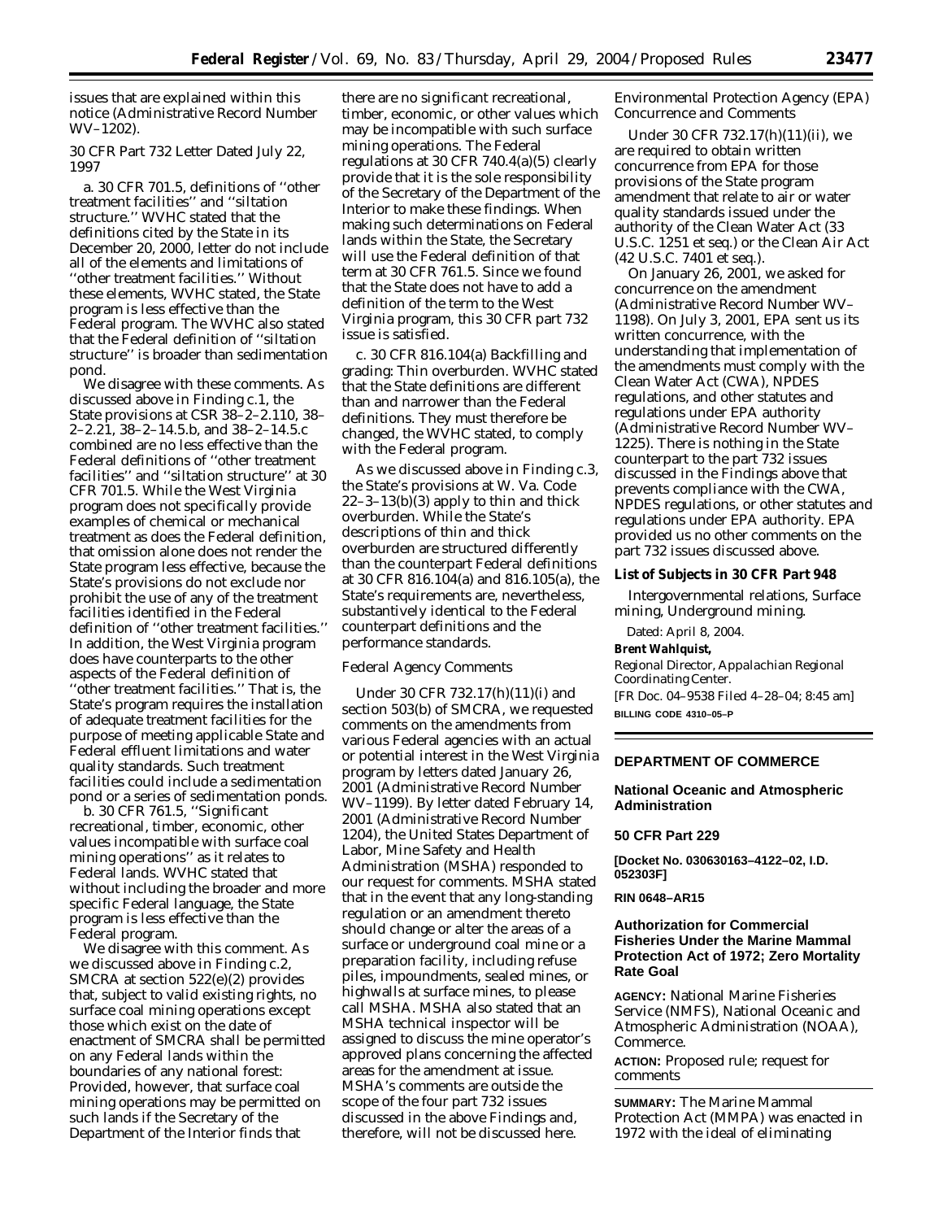issues that are explained within this notice (Administrative Record Number WV–1202).

*30 CFR Part 732 Letter Dated July 22, 1997*

a. 30 CFR 701.5, definitions of ''other treatment facilities'' and ''siltation structure.'' WVHC stated that the definitions cited by the State in its December 20, 2000, letter do not include all of the elements and limitations of ''other treatment facilities.'' Without these elements, WVHC stated, the State program is less effective than the Federal program. The WVHC also stated that the Federal definition of ''siltation structure'' is broader than sedimentation pond.

We disagree with these comments. As discussed above in Finding c.1, the State provisions at CSR 38–2–2.110, 38–2–2.21, 38–2–14.5.b, and 38–2–14.5.c combined are no less effective than the Federal definitions of ''other treatment facilities'' and ''siltation structure'' at 30 CFR 701.5. While the West Virginia program does not specifically provide examples of chemical or mechanical treatment as does the Federal definition, that omission alone does not render the State program less effective, because the State's provisions do not exclude nor prohibit the use of any of the treatment facilities identified in the Federal definition of ''other treatment facilities.'' In addition, the West Virginia program does have counterparts to the other aspects of the Federal definition of ''other treatment facilities.'' That is, the State's program requires the installation of adequate treatment facilities for the purpose of meeting applicable State and Federal effluent limitations and water quality standards. Such treatment facilities could include a sedimentation pond or a series of sedimentation ponds.

b. 30 CFR 761.5, ''Significant recreational, timber, economic, other values incompatible with surface coal mining operations'' as it relates to Federal lands. WVHC stated that without including the broader and more specific Federal language, the State program is less effective than the Federal program.

We disagree with this comment. As we discussed above in Finding c.2, SMCRA at section 522(e)(2) provides that, subject to valid existing rights, no surface coal mining operations except those which exist on the date of enactment of SMCRA shall be permitted on any Federal lands within the boundaries of any national forest: *Provided, however,* that surface coal mining operations may be permitted on such lands if the Secretary of the Department of the Interior finds that there are no significant recreational, timber, economic, or other values which may be incompatible with such surface mining operations. The Federal regulations at 30 CFR 740.4(a)(5) clearly provide that it is the sole responsibility of the Secretary of the Department of the Interior to make these findings. When making such determinations on Federal lands within the State, the Secretary will use the Federal definition of that term at 30 CFR 761.5. Since we found that the State does not have to add a definition of the term to the West Virginia program, this 30 CFR part 732 issue is satisfied.

c. 30 CFR 816.104(a) Backfilling and grading: Thin overburden. WVHC stated that the State definitions are different than and narrower than the Federal definitions. They must therefore be changed, the WVHC stated, to comply with the Federal program.

As we discussed above in Finding c.3, the State's provisions at W. Va. Code 22–3–13(b)(3) apply to thin and thick overburden. While the State's descriptions of thin and thick overburden are structured differently than the counterpart Federal definitions at 30 CFR 816.104(a) and 816.105(a), the State's requirements are, nevertheless, substantively identical to the Federal counterpart definitions and the performance standards.

*Federal Agency Comments*

Under 30 CFR 732.17(h)(11)(i) and section 503(b) of SMCRA, we requested comments on the amendments from various Federal agencies with an actual or potential interest in the West Virginia program by letters dated January 26, 2001 (Administrative Record Number WV–1199). By letter dated February 14, 2001 (Administrative Record Number 1204), the United States Department of Labor, Mine Safety and Health Administration (MSHA) responded to our request for comments. MSHA stated that in the event that any long-standing regulation or an amendment thereto should change or alter the areas of a surface or underground coal mine or a preparation facility, including refuse piles, impoundments, sealed mines, or highwalls at surface mines, to please call MSHA. MSHA also stated that an MSHA technical inspector will be assigned to discuss the mine operator's approved plans concerning the affected areas for the amendment at issue. MSHA's comments are outside the scope of the four part 732 issues discussed in the above Findings and, therefore, will not be discussed here.

*Environmental Protection Agency (EPA) Concurrence and Comments*

Under 30 CFR 732.17(h)(11)(ii), we are required to obtain written concurrence from EPA for those provisions of the State program amendment that relate to air or water quality standards issued under the authority of the Clean Water Act (33 U.S.C. 1251 *et seq.*) or the Clean Air Act (42 U.S.C. 7401 *et seq.*).

On January 26, 2001, we asked for concurrence on the amendment (Administrative Record Number WV–1198). On July 3, 2001, EPA sent us its written concurrence, with the understanding that implementation of the amendments must comply with the Clean Water Act (CWA), NPDES regulations, and other statutes and regulations under EPA authority (Administrative Record Number WV–1225). There is nothing in the State counterpart to the part 732 issues discussed in the Findings above that prevents compliance with the CWA, NPDES regulations, or other statutes and regulations under EPA authority. EPA provided us no other comments on the part 732 issues discussed above.

**List of Subjects in 30 CFR Part 948**

Intergovernmental relations, Surface mining, Underground mining.

Dated: April 8, 2004.

**Brent Wahlquist,**

*Regional Director, Appalachian Regional Coordinating Center.*

[FR Doc. 04–9538 Filed 4–28–04; 8:45 am]

**BILLING CODE 4310–05–P**

---

## DEPARTMENT OF COMMERCE

## National Oceanic and Atmospheric Administration

## 50 CFR Part 229

**[Docket No. 030630163–4122–02, I.D. 052303F]**

**RIN 0648–AR15**

## Authorization for Commercial Fisheries Under the Marine Mammal Protection Act of 1972; Zero Mortality Rate Goal

**AGENCY:** National Marine Fisheries Service (NMFS), National Oceanic and Atmospheric Administration (NOAA), Commerce.

**ACTION:** Proposed rule; request for comments

**SUMMARY:** The Marine Mammal Protection Act (MMPA) was enacted in 1972 with the ideal of eliminating